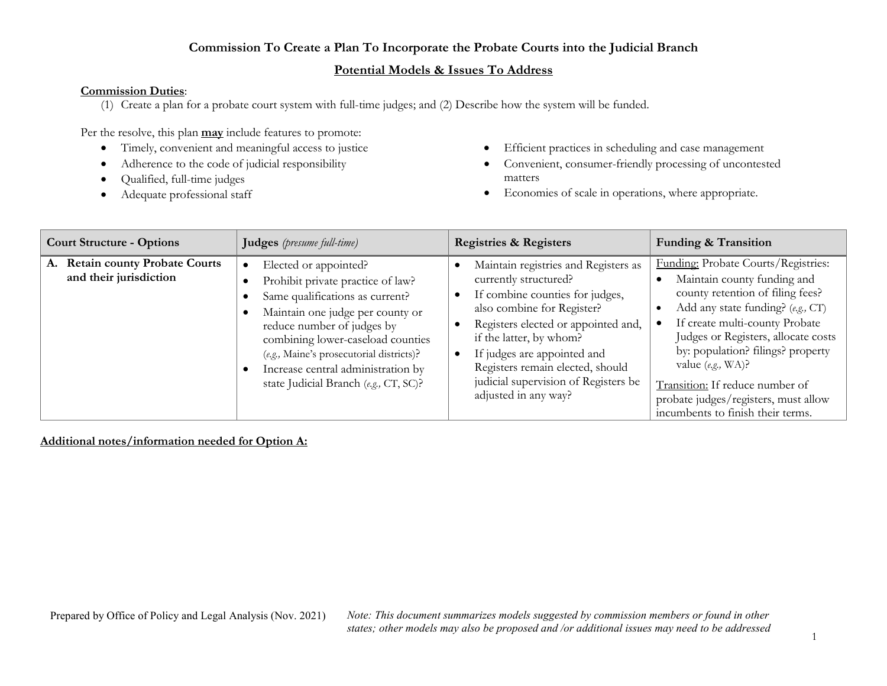# Commission To Create a Plan To Incorporate the Probate Courts into the Judicial Branch

## Potential Models & Issues To Address

**Commission Duties**:

(1) Create a plan for a probate court system with full-time judges; and (2) Describe how the system will be funded.

Per the resolve, this plan **may** include features to promote:

- Timely, convenient and meaningful access to justice
- Adherence to the code of judicial responsibility
- Qualified, full-time judges
- Adequate professional staff
- Efficient practices in scheduling and case management
- Convenient, consumer-friendly processing of uncontested matters
- Economies of scale in operations, where appropriate.

| Court Structure - Options | Judges *(presume full-time)* | Registries & Registers | Funding & Transition |
|---|---|---|---|
| **A. Retain county Probate Courts and their jurisdiction** | • Elected or appointed?<br>• Prohibit private practice of law?<br>• Same qualifications as current?<br>• Maintain one judge per county or reduce number of judges by combining lower-caseload counties (*e.g.,* Maine's prosecutorial districts)?<br>• Increase central administration by state Judicial Branch (*e.g.,* CT, SC)? | • Maintain registries and Registers as currently structured?<br>• If combine counties for judges, also combine for Register?<br>• Registers elected or appointed and, if the latter, by whom?<br>• If judges are appointed and Registers remain elected, should judicial supervision of Registers be adjusted in any way? | Funding: Probate Courts/Registries:<br>• Maintain county funding and county retention of filing fees?<br>• Add any state funding? (*e.g.,* CT)<br>• If create multi-county Probate Judges or Registers, allocate costs by: population? filings? property value (*e.g.,* WA)?<br><br>Transition: If reduce number of probate judges/registers, must allow incumbents to finish their terms. |

**Additional notes/information needed for Option A:**

Prepared by Office of Policy and Legal Analysis (Nov. 2021)

*Note: This document summarizes models suggested by commission members or found in other states; other models may also be proposed and /or additional issues may need to be addressed*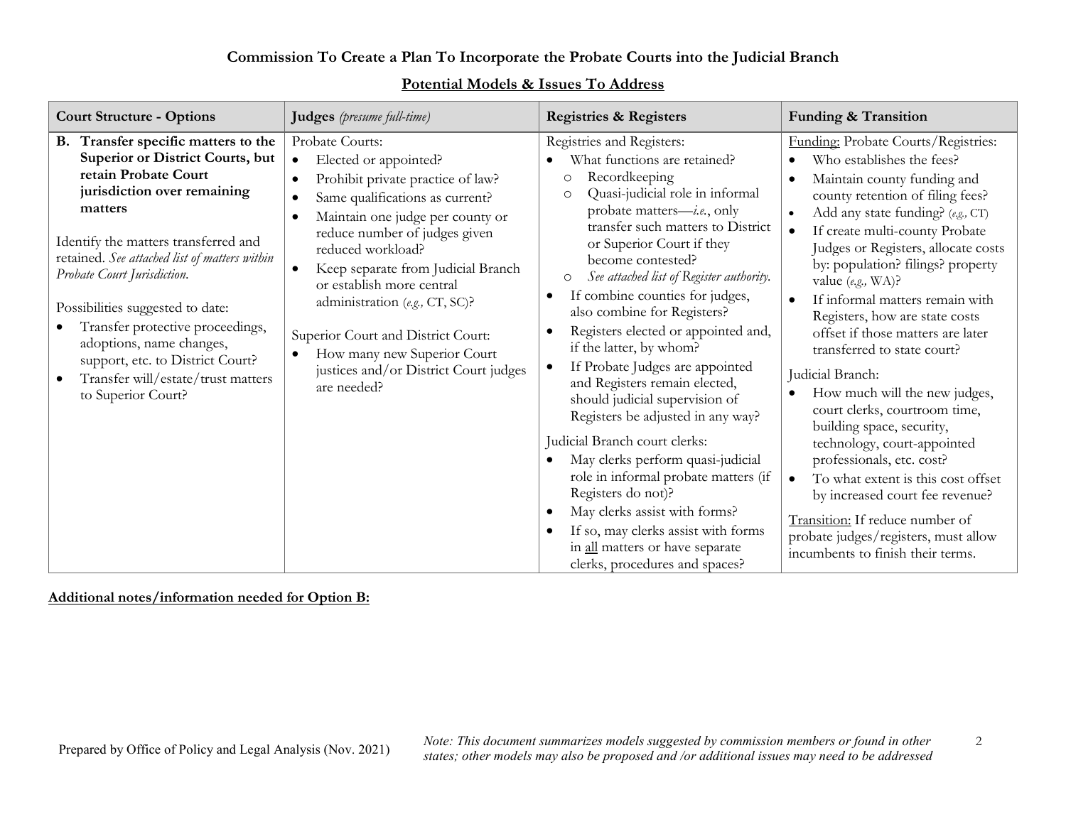**Commission To Create a Plan To Incorporate the Probate Courts into the Judicial Branch**

**Potential Models & Issues To Address**

| Court Structure - Options | Judges *(presume full-time)* | Registries & Registers | Funding & Transition |
|---|---|---|---|
| **B. Transfer specific matters to the Superior or District Courts, but retain Probate Court jurisdiction over remaining matters**<br><br>Identify the matters transferred and retained. *See attached list of matters within Probate Court Jurisdiction.*<br><br>Possibilities suggested to date:<br>• Transfer protective proceedings, adoptions, name changes, support, etc. to District Court?<br>• Transfer will/estate/trust matters to Superior Court? | Probate Courts:<br>• Elected or appointed?<br>• Prohibit private practice of law?<br>• Same qualifications as current?<br>• Maintain one judge per county or reduce number of judges given reduced workload?<br>• Keep separate from Judicial Branch or establish more central administration (*e.g.,* CT, SC)?<br><br>Superior Court and District Court:<br>• How many new Superior Court justices and/or District Court judges are needed? | Registries and Registers:<br>• What functions are retained?<br>  ○ Recordkeeping<br>  ○ Quasi-judicial role in informal probate matters—*i.e.*, only transfer such matters to District or Superior Court if they become contested?<br>  ○ *See attached list of Register authority.*<br>• If combine counties for judges, also combine for Registers?<br>• Registers elected or appointed and, if the latter, by whom?<br>• If Probate Judges are appointed and Registers remain elected, should judicial supervision of Registers be adjusted in any way?<br><br>Judicial Branch court clerks:<br>• May clerks perform quasi-judicial role in informal probate matters (if Registers do not)?<br>• May clerks assist with forms?<br>• If so, may clerks assist with forms in <u>all</u> matters or have separate clerks, procedures and spaces? | <u>Funding:</u> Probate Courts/Registries:<br>• Who establishes the fees?<br>• Maintain county funding and county retention of filing fees?<br>• Add any state funding? (*e.g.,* CT)<br>• If create multi-county Probate Judges or Registers, allocate costs by: population? filings? property value (*e.g.,* WA)?<br>• If informal matters remain with Registers, how are state costs offset if those matters are later transferred to state court?<br><br>Judicial Branch:<br>• How much will the new judges, court clerks, courtroom time, building space, security, technology, court-appointed professionals, etc. cost?<br>• To what extent is this cost offset by increased court fee revenue?<br><br><u>Transition:</u> If reduce number of probate judges/registers, must allow incumbents to finish their terms. |

**<u>Additional notes/information needed for Option B:</u>**

Prepared by Office of Policy and Legal Analysis (Nov. 2021)

*Note: This document summarizes models suggested by commission members or found in other states; other models may also be proposed and /or additional issues may need to be addressed*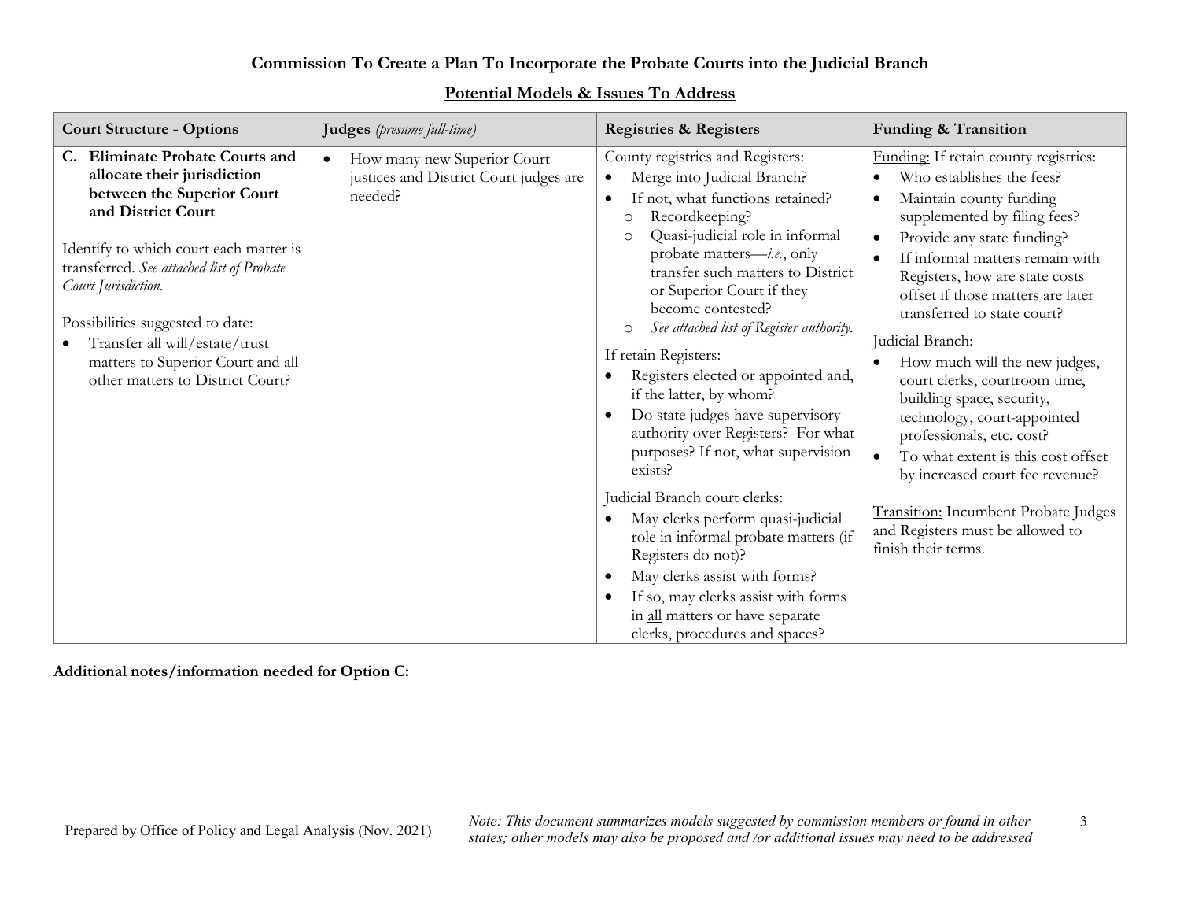**Commission To Create a Plan To Incorporate the Probate Courts into the Judicial Branch**

**Potential Models & Issues To Address**

| Court Structure - Options | Judges *(presume full-time)* | Registries & Registers | Funding & Transition |
|---|---|---|---|
| **C. Eliminate Probate Courts and allocate their jurisdiction between the Superior Court and District Court**<br><br>Identify to which court each matter is transferred. *See attached list of Probate Court Jurisdiction.*<br><br>Possibilities suggested to date:<br>• Transfer all will/estate/trust matters to Superior Court and all other matters to District Court? | • How many new Superior Court justices and District Court judges are needed? | County registries and Registers:<br>• Merge into Judicial Branch?<br>• If not, what functions retained?<br>  ○ Recordkeeping?<br>  ○ Quasi-judicial role in informal probate matters—*i.e.*, only transfer such matters to District or Superior Court if they become contested?<br>  ○ *See attached list of Register authority.*<br><br>If retain Registers:<br>• Registers elected or appointed and, if the latter, by whom?<br>• Do state judges have supervisory authority over Registers? For what purposes? If not, what supervision exists?<br><br>Judicial Branch court clerks:<br>• May clerks perform quasi-judicial role in informal probate matters (if Registers do not)?<br>• May clerks assist with forms?<br>• If so, may clerks assist with forms in <u>all</u> matters or have separate clerks, procedures and spaces? | <u>Funding:</u> If retain county registries:<br>• Who establishes the fees?<br>• Maintain county funding supplemented by filing fees?<br>• Provide any state funding?<br>• If informal matters remain with Registers, how are state costs offset if those matters are later transferred to state court?<br><br>Judicial Branch:<br>• How much will the new judges, court clerks, courtroom time, building space, security, technology, court-appointed professionals, etc. cost?<br>• To what extent is this cost offset by increased court fee revenue?<br><br><u>Transition:</u> Incumbent Probate Judges and Registers must be allowed to finish their terms. |

**<u>Additional notes/information needed for Option C:</u>**

Prepared by Office of Policy and Legal Analysis (Nov. 2021)

*Note: This document summarizes models suggested by commission members or found in other states; other models may also be proposed and /or additional issues may need to be addressed*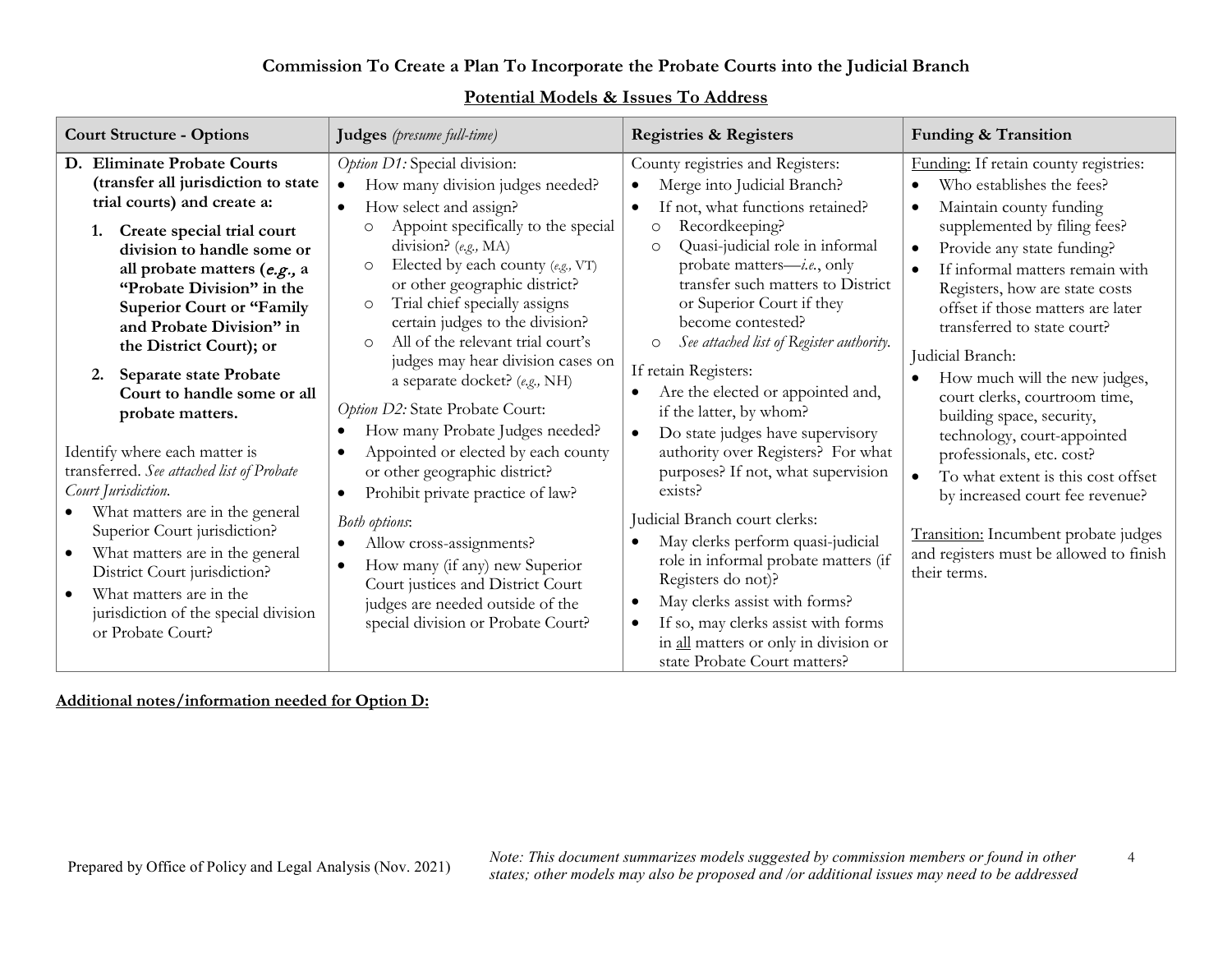# Commission To Create a Plan To Incorporate the Probate Courts into the Judicial Branch

## Potential Models & Issues To Address

| Court Structure - Options | Judges *(presume full-time)* | Registries & Registers | Funding & Transition |
|---|---|---|---|
| **D. Eliminate Probate Courts (transfer all jurisdiction to state trial courts) and create a:**<br>**1. Create special trial court division to handle some or all probate matters (*e.g.,* a "Probate Division" in the Superior Court or "Family and Probate Division" in the District Court); or**<br>**2. Separate state Probate Court to handle some or all probate matters.**<br><br>Identify where each matter is transferred. *See attached list of Probate Court Jurisdiction.*<br>• What matters are in the general Superior Court jurisdiction?<br>• What matters are in the general District Court jurisdiction?<br>• What matters are in the jurisdiction of the special division or Probate Court? | *Option D1:* Special division:<br>• How many division judges needed?<br>• How select and assign?<br>○ Appoint specifically to the special division? (*e.g.,* MA)<br>○ Elected by each county (*e.g.,* VT) or other geographic district?<br>○ Trial chief specially assigns certain judges to the division?<br>○ All of the relevant trial court's judges may hear division cases on a separate docket? (*e.g.,* NH)<br><br>*Option D2:* State Probate Court:<br>• How many Probate Judges needed?<br>• Appointed or elected by each county or other geographic district?<br>• Prohibit private practice of law?<br><br>*Both options*:<br>• Allow cross-assignments?<br>• How many (if any) new Superior Court justices and District Court judges are needed outside of the special division or Probate Court? | County registries and Registers:<br>• Merge into Judicial Branch?<br>• If not, what functions retained?<br>○ Recordkeeping?<br>○ Quasi-judicial role in informal probate matters—*i.e.*, only transfer such matters to District or Superior Court if they become contested?<br>○ *See attached list of Register authority.*<br><br>If retain Registers:<br>• Are the elected or appointed and, if the latter, by whom?<br>• Do state judges have supervisory authority over Registers? For what purposes? If not, what supervision exists?<br><br>Judicial Branch court clerks:<br>• May clerks perform quasi-judicial role in informal probate matters (if Registers do not)?<br>• May clerks assist with forms?<br>• If so, may clerks assist with forms in <u>all</u> matters or only in division or state Probate Court matters? | <u>Funding:</u> If retain county registries:<br>• Who establishes the fees?<br>• Maintain county funding supplemented by filing fees?<br>• Provide any state funding?<br>• If informal matters remain with Registers, how are state costs offset if those matters are later transferred to state court?<br><br>Judicial Branch:<br>• How much will the new judges, court clerks, courtroom time, building space, security, technology, court-appointed professionals, etc. cost?<br>• To what extent is this cost offset by increased court fee revenue?<br><br><u>Transition:</u> Incumbent probate judges and registers must be allowed to finish their terms. |

**<u>Additional notes/information needed for Option D:</u>**

Prepared by Office of Policy and Legal Analysis (Nov. 2021)

*Note: This document summarizes models suggested by commission members or found in other states; other models may also be proposed and /or additional issues may need to be addressed*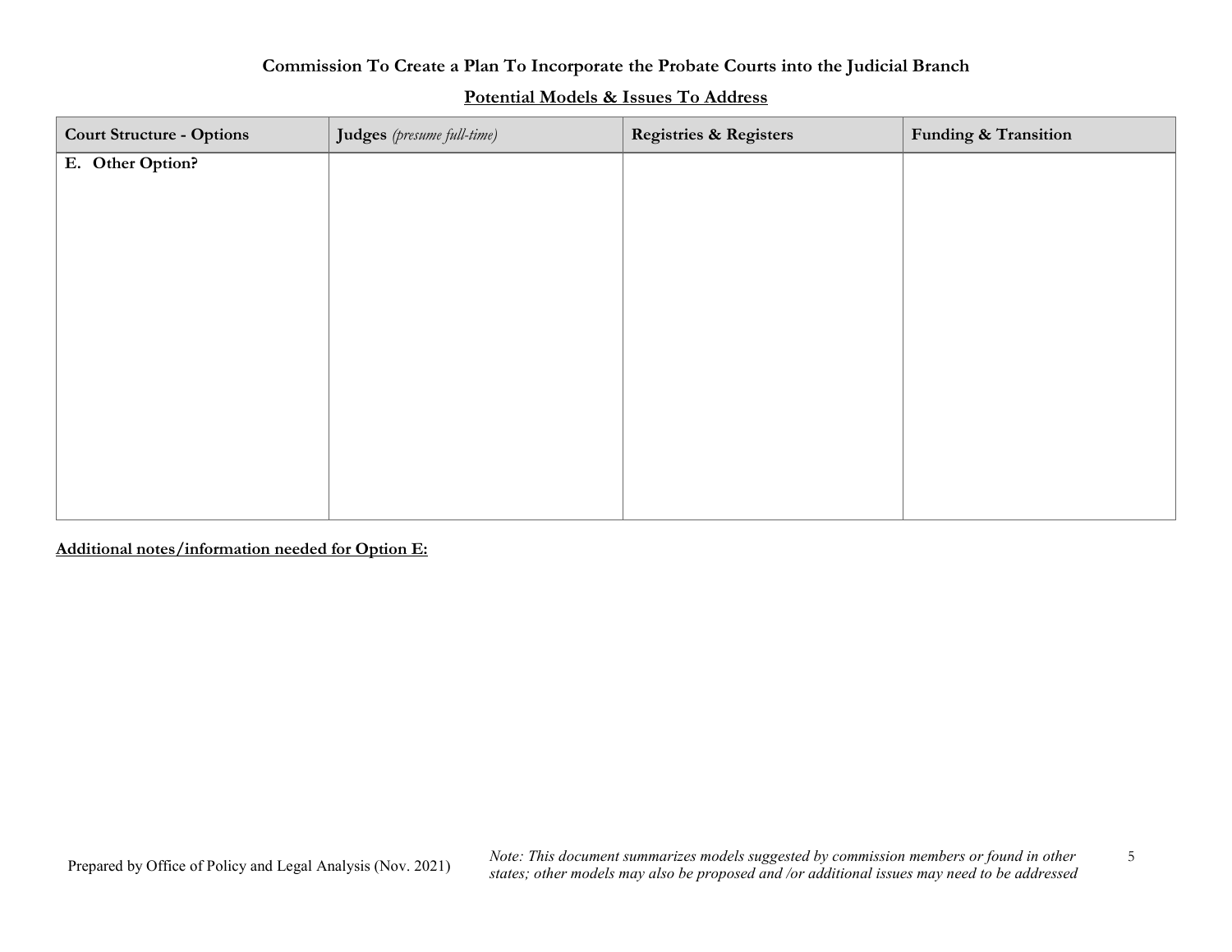**Commission To Create a Plan To Incorporate the Probate Courts into the Judicial Branch**

**Potential Models & Issues To Address**

| Court Structure - Options | Judges *(presume full-time)* | Registries & Registers | Funding & Transition |
|---|---|---|---|
| **E. Other Option?** | | | |

**Additional notes/information needed for Option E:**

Prepared by Office of Policy and Legal Analysis (Nov. 2021)

*Note: This document summarizes models suggested by commission members or found in other states; other models may also be proposed and /or additional issues may need to be addressed*